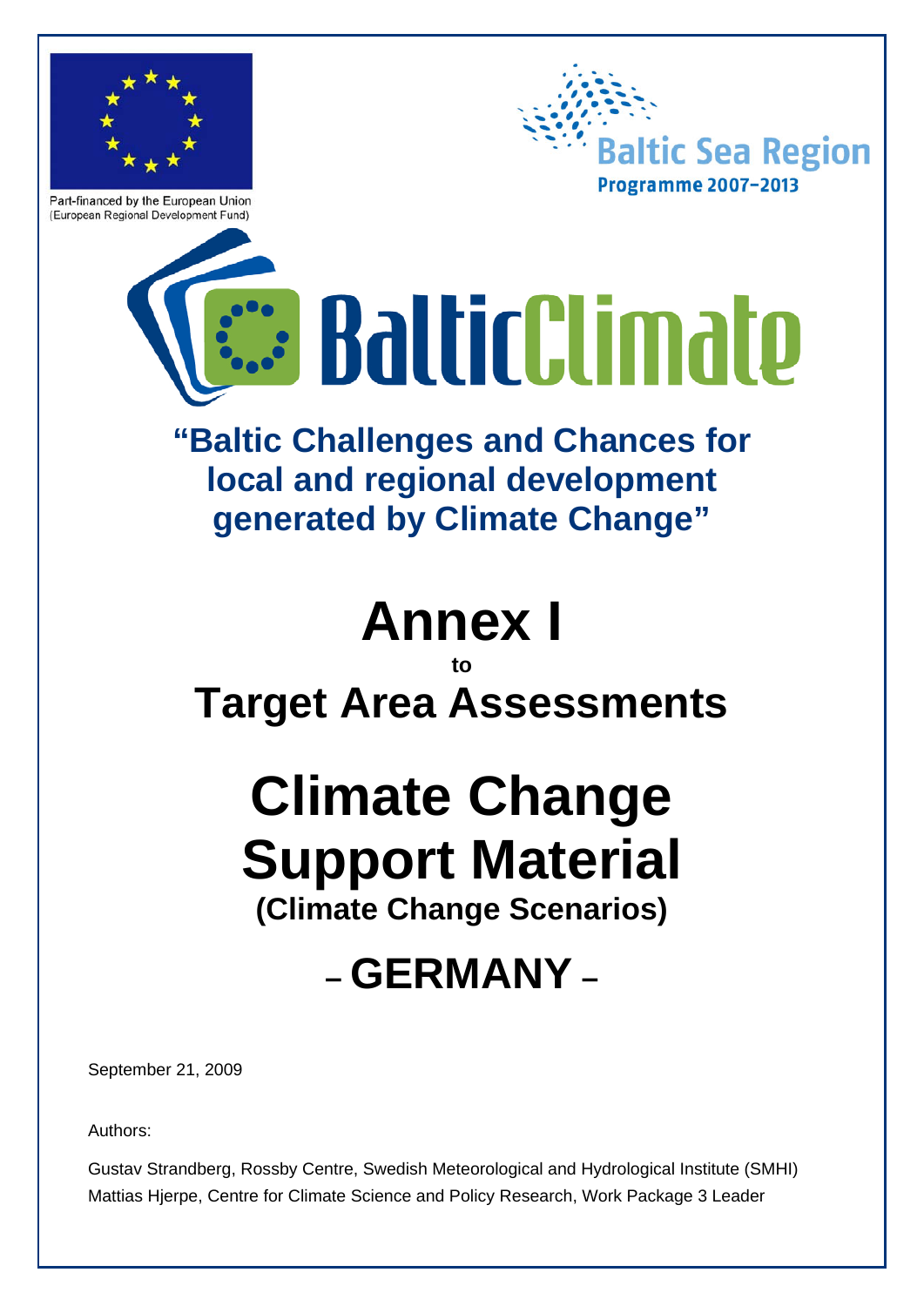Part-financed by the European Union
(European Regional Development Fund)

Baltic Sea Region
Programme 2007–2013

BalticClimate

## "Baltic Challenges and Chances for local and regional development generated by Climate Change"

# Annex I

**to**

# Target Area Assessments

# Climate Change Support Material

## (Climate Change Scenarios)

# – GERMANY –

September 21, 2009

Authors:

Gustav Strandberg, Rossby Centre, Swedish Meteorological and Hydrological Institute (SMHI)
Mattias Hjerpe, Centre for Climate Science and Policy Research, Work Package 3 Leader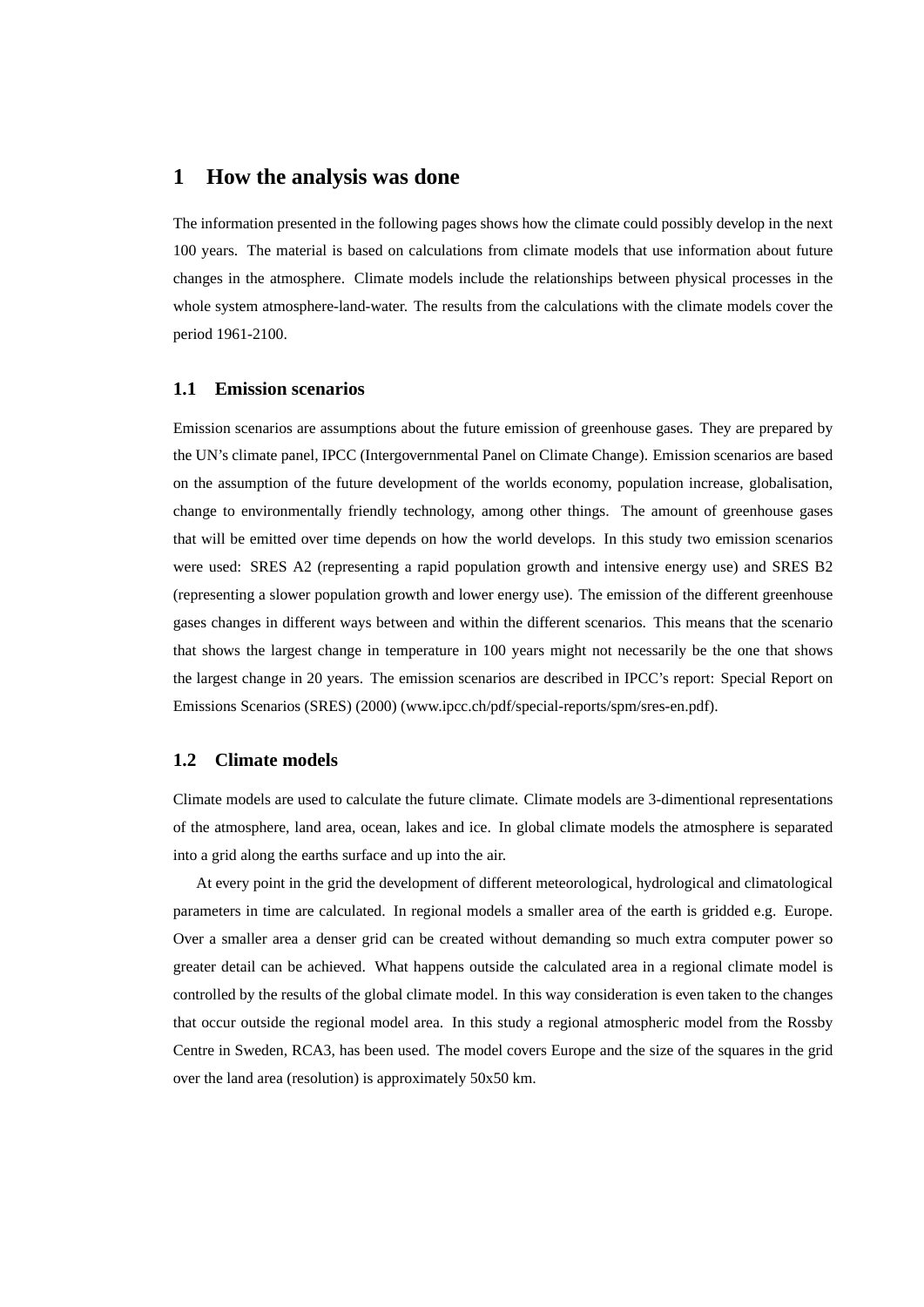# 1 How the analysis was done

The information presented in the following pages shows how the climate could possibly develop in the next 100 years. The material is based on calculations from climate models that use information about future changes in the atmosphere. Climate models include the relationships between physical processes in the whole system atmosphere-land-water. The results from the calculations with the climate models cover the period 1961-2100.

## 1.1 Emission scenarios

Emission scenarios are assumptions about the future emission of greenhouse gases. They are prepared by the UN's climate panel, IPCC (Intergovernmental Panel on Climate Change). Emission scenarios are based on the assumption of the future development of the worlds economy, population increase, globalisation, change to environmentally friendly technology, among other things. The amount of greenhouse gases that will be emitted over time depends on how the world develops. In this study two emission scenarios were used: SRES A2 (representing a rapid population growth and intensive energy use) and SRES B2 (representing a slower population growth and lower energy use). The emission of the different greenhouse gases changes in different ways between and within the different scenarios. This means that the scenario that shows the largest change in temperature in 100 years might not necessarily be the one that shows the largest change in 20 years. The emission scenarios are described in IPCC's report: Special Report on Emissions Scenarios (SRES) (2000) (www.ipcc.ch/pdf/special-reports/spm/sres-en.pdf).

## 1.2 Climate models

Climate models are used to calculate the future climate. Climate models are 3-dimentional representations of the atmosphere, land area, ocean, lakes and ice. In global climate models the atmosphere is separated into a grid along the earths surface and up into the air.

At every point in the grid the development of different meteorological, hydrological and climatological parameters in time are calculated. In regional models a smaller area of the earth is gridded e.g. Europe. Over a smaller area a denser grid can be created without demanding so much extra computer power so greater detail can be achieved. What happens outside the calculated area in a regional climate model is controlled by the results of the global climate model. In this way consideration is even taken to the changes that occur outside the regional model area. In this study a regional atmospheric model from the Rossby Centre in Sweden, RCA3, has been used. The model covers Europe and the size of the squares in the grid over the land area (resolution) is approximately 50x50 km.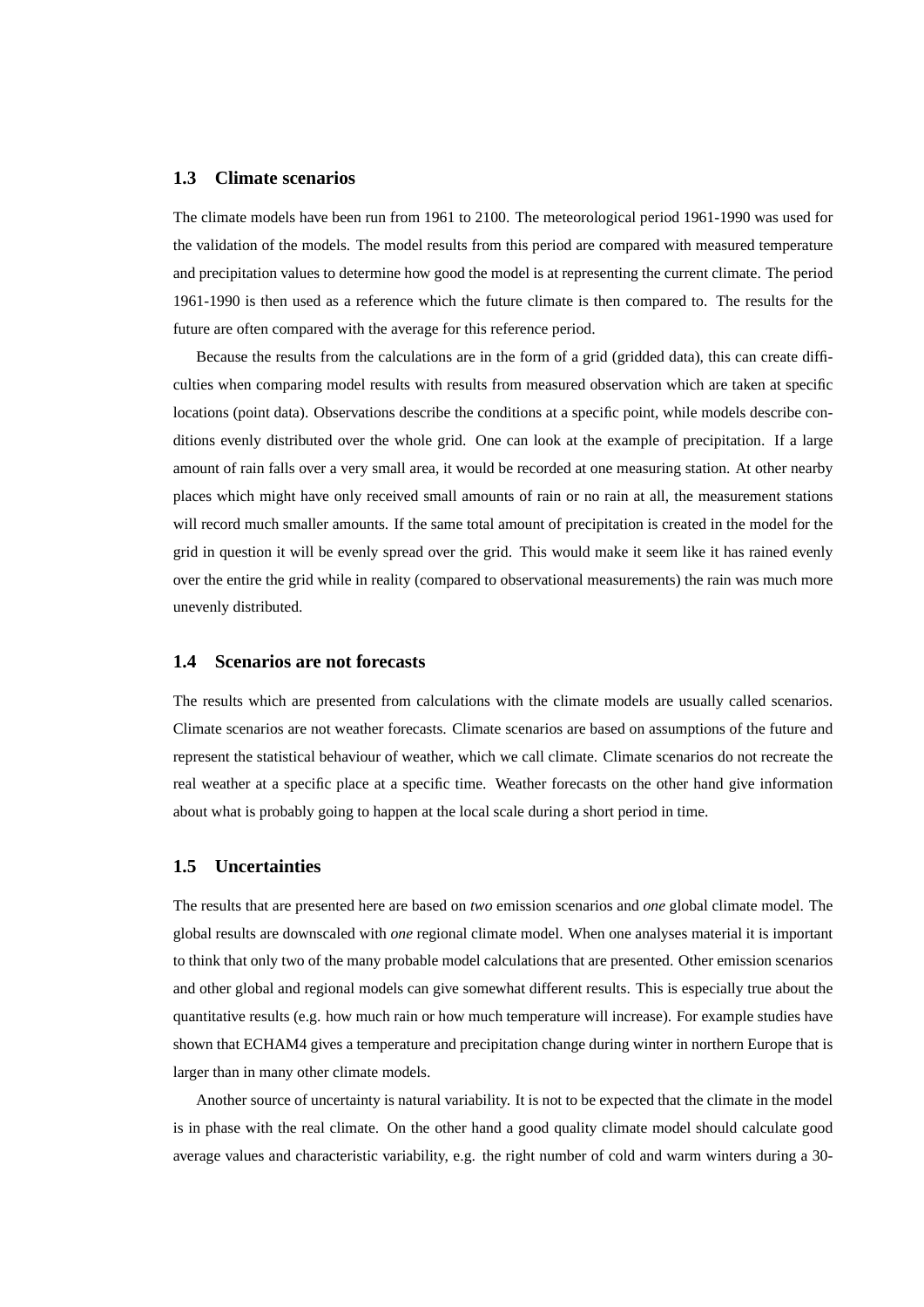### 1.3 Climate scenarios

The climate models have been run from 1961 to 2100. The meteorological period 1961-1990 was used for the validation of the models. The model results from this period are compared with measured temperature and precipitation values to determine how good the model is at representing the current climate. The period 1961-1990 is then used as a reference which the future climate is then compared to. The results for the future are often compared with the average for this reference period.

Because the results from the calculations are in the form of a grid (gridded data), this can create difficulties when comparing model results with results from measured observation which are taken at specific locations (point data). Observations describe the conditions at a specific point, while models describe conditions evenly distributed over the whole grid. One can look at the example of precipitation. If a large amount of rain falls over a very small area, it would be recorded at one measuring station. At other nearby places which might have only received small amounts of rain or no rain at all, the measurement stations will record much smaller amounts. If the same total amount of precipitation is created in the model for the grid in question it will be evenly spread over the grid. This would make it seem like it has rained evenly over the entire the grid while in reality (compared to observational measurements) the rain was much more unevenly distributed.

### 1.4 Scenarios are not forecasts

The results which are presented from calculations with the climate models are usually called scenarios. Climate scenarios are not weather forecasts. Climate scenarios are based on assumptions of the future and represent the statistical behaviour of weather, which we call climate. Climate scenarios do not recreate the real weather at a specific place at a specific time. Weather forecasts on the other hand give information about what is probably going to happen at the local scale during a short period in time.

### 1.5 Uncertainties

The results that are presented here are based on *two* emission scenarios and *one* global climate model. The global results are downscaled with *one* regional climate model. When one analyses material it is important to think that only two of the many probable model calculations that are presented. Other emission scenarios and other global and regional models can give somewhat different results. This is especially true about the quantitative results (e.g. how much rain or how much temperature will increase). For example studies have shown that ECHAM4 gives a temperature and precipitation change during winter in northern Europe that is larger than in many other climate models.

Another source of uncertainty is natural variability. It is not to be expected that the climate in the model is in phase with the real climate. On the other hand a good quality climate model should calculate good average values and characteristic variability, e.g. the right number of cold and warm winters during a 30-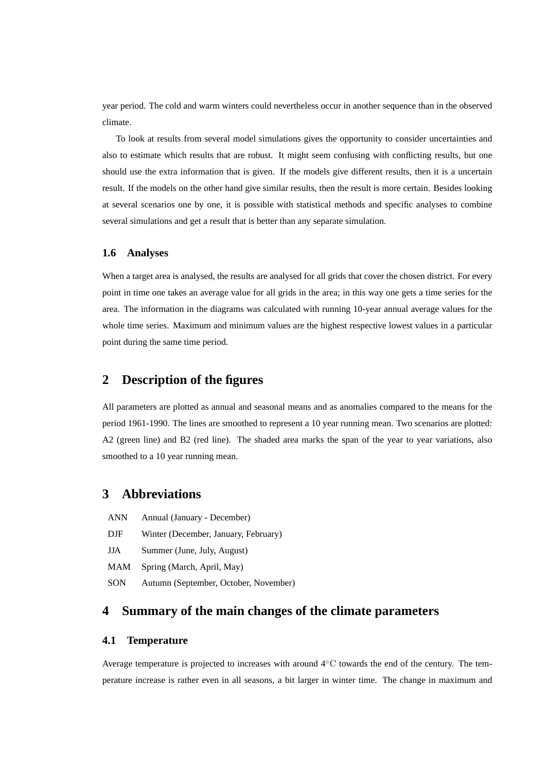year period. The cold and warm winters could nevertheless occur in another sequence than in the observed climate.

To look at results from several model simulations gives the opportunity to consider uncertainties and also to estimate which results that are robust. It might seem confusing with conflicting results, but one should use the extra information that is given. If the models give different results, then it is a uncertain result. If the models on the other hand give similar results, then the result is more certain. Besides looking at several scenarios one by one, it is possible with statistical methods and specific analyses to combine several simulations and get a result that is better than any separate simulation.

### 1.6 Analyses

When a target area is analysed, the results are analysed for all grids that cover the chosen district. For every point in time one takes an average value for all grids in the area; in this way one gets a time series for the area. The information in the diagrams was calculated with running 10-year annual average values for the whole time series. Maximum and minimum values are the highest respective lowest values in a particular point during the same time period.

## 2 Description of the figures

All parameters are plotted as annual and seasonal means and as anomalies compared to the means for the period 1961-1990. The lines are smoothed to represent a 10 year running mean. Two scenarios are plotted: A2 (green line) and B2 (red line). The shaded area marks the span of the year to year variations, also smoothed to a 10 year running mean.

## 3 Abbreviations

| | |
|---|---|
| ANN | Annual (January - December) |
| DJF | Winter (December, January, February) |
| JJA | Summer (June, July, August) |
| MAM | Spring (March, April, May) |
| SON | Autumn (September, October, November) |

## 4 Summary of the main changes of the climate parameters

### 4.1 Temperature

Average temperature is projected to increases with around $4^{\circ}$C towards the end of the century. The temperature increase is rather even in all seasons, a bit larger in winter time. The change in maximum and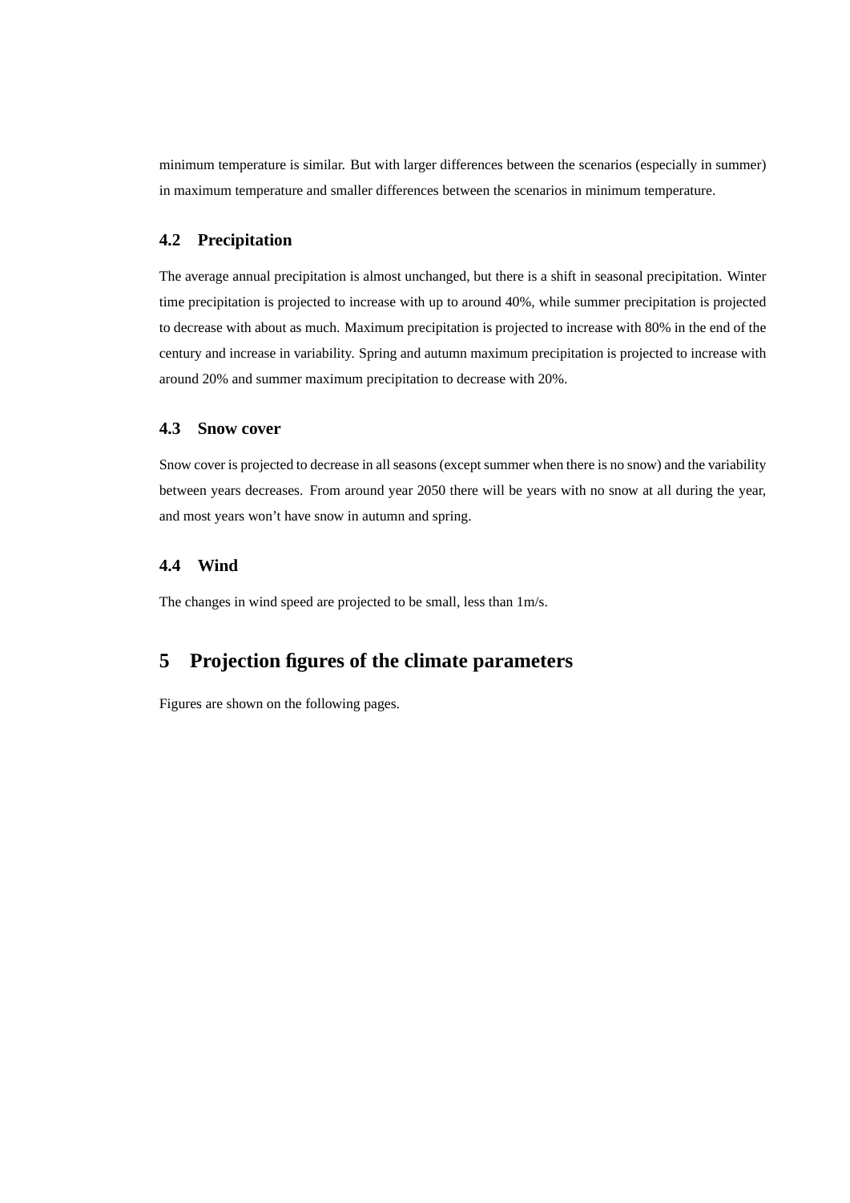minimum temperature is similar. But with larger differences between the scenarios (especially in summer) in maximum temperature and smaller differences between the scenarios in minimum temperature.

### 4.2 Precipitation

The average annual precipitation is almost unchanged, but there is a shift in seasonal precipitation. Winter time precipitation is projected to increase with up to around 40%, while summer precipitation is projected to decrease with about as much. Maximum precipitation is projected to increase with 80% in the end of the century and increase in variability. Spring and autumn maximum precipitation is projected to increase with around 20% and summer maximum precipitation to decrease with 20%.

### 4.3 Snow cover

Snow cover is projected to decrease in all seasons (except summer when there is no snow) and the variability between years decreases. From around year 2050 there will be years with no snow at all during the year, and most years won't have snow in autumn and spring.

### 4.4 Wind

The changes in wind speed are projected to be small, less than 1m/s.

## 5 Projection figures of the climate parameters

Figures are shown on the following pages.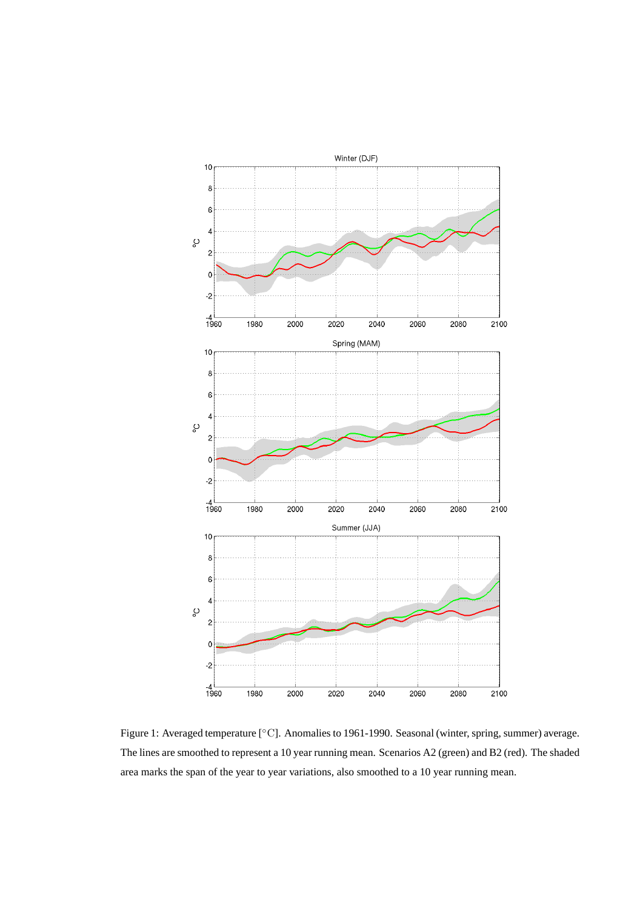Figure 1: Averaged temperature [°C]. Anomalies to 1961-1990. Seasonal (winter, spring, summer) average. The lines are smoothed to represent a 10 year running mean. Scenarios A2 (green) and B2 (red). The shaded area marks the span of the year to year variations, also smoothed to a 10 year running mean.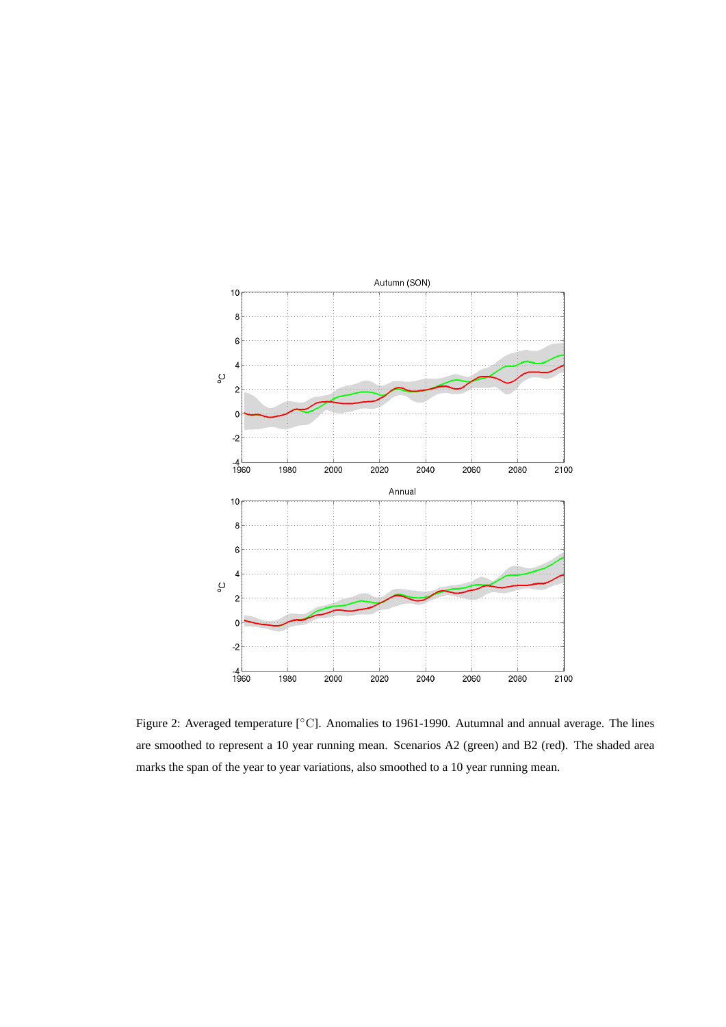Figure 2: Averaged temperature [°C]. Anomalies to 1961-1990. Autumnal and annual average. The lines are smoothed to represent a 10 year running mean. Scenarios A2 (green) and B2 (red). The shaded area marks the span of the year to year variations, also smoothed to a 10 year running mean.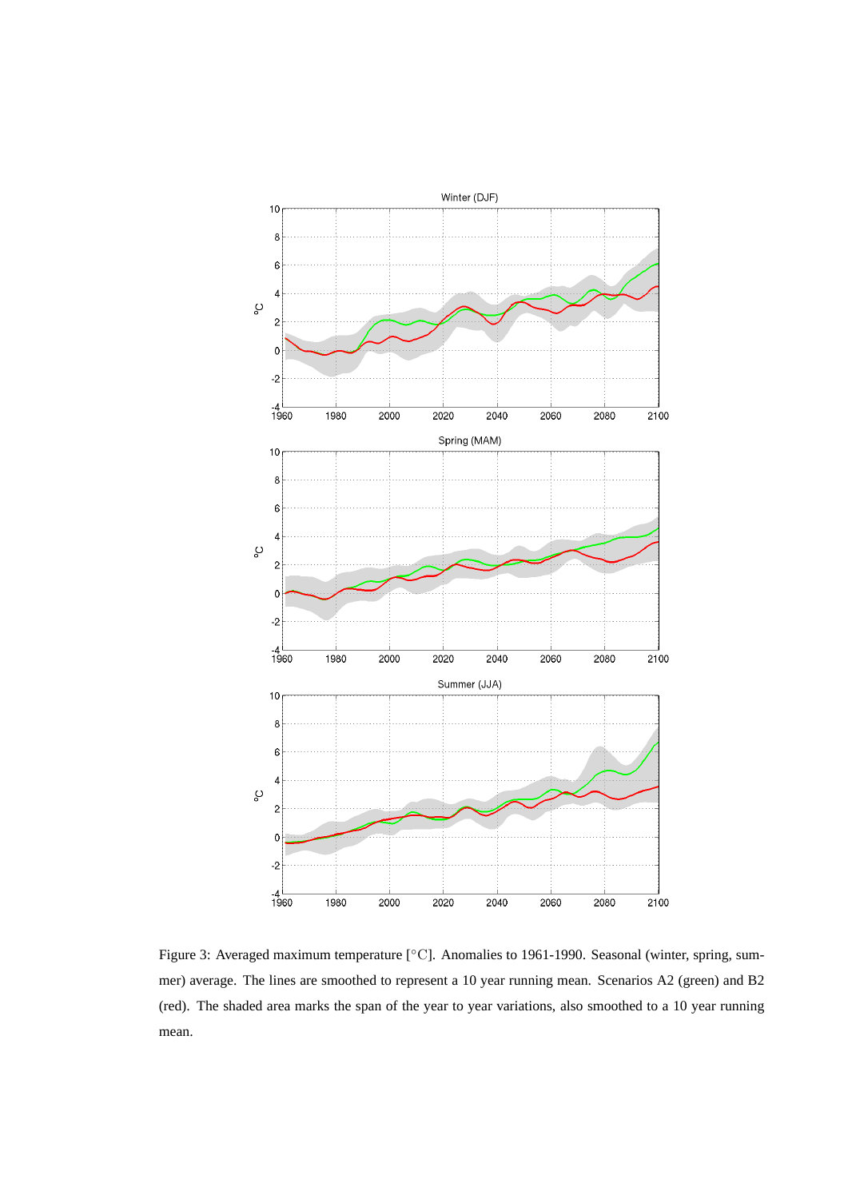Figure 3: Averaged maximum temperature [°C]. Anomalies to 1961-1990. Seasonal (winter, spring, summer) average. The lines are smoothed to represent a 10 year running mean. Scenarios A2 (green) and B2 (red). The shaded area marks the span of the year to year variations, also smoothed to a 10 year running mean.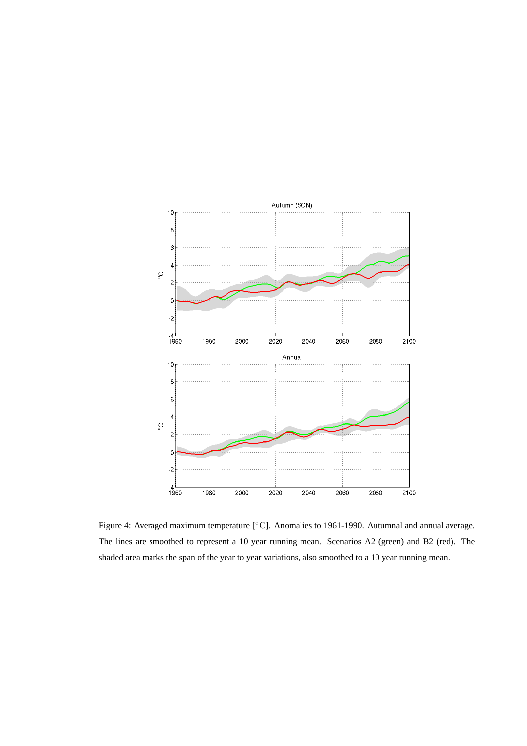Figure 4: Averaged maximum temperature [°C]. Anomalies to 1961-1990. Autumnal and annual average. The lines are smoothed to represent a 10 year running mean. Scenarios A2 (green) and B2 (red). The shaded area marks the span of the year to year variations, also smoothed to a 10 year running mean.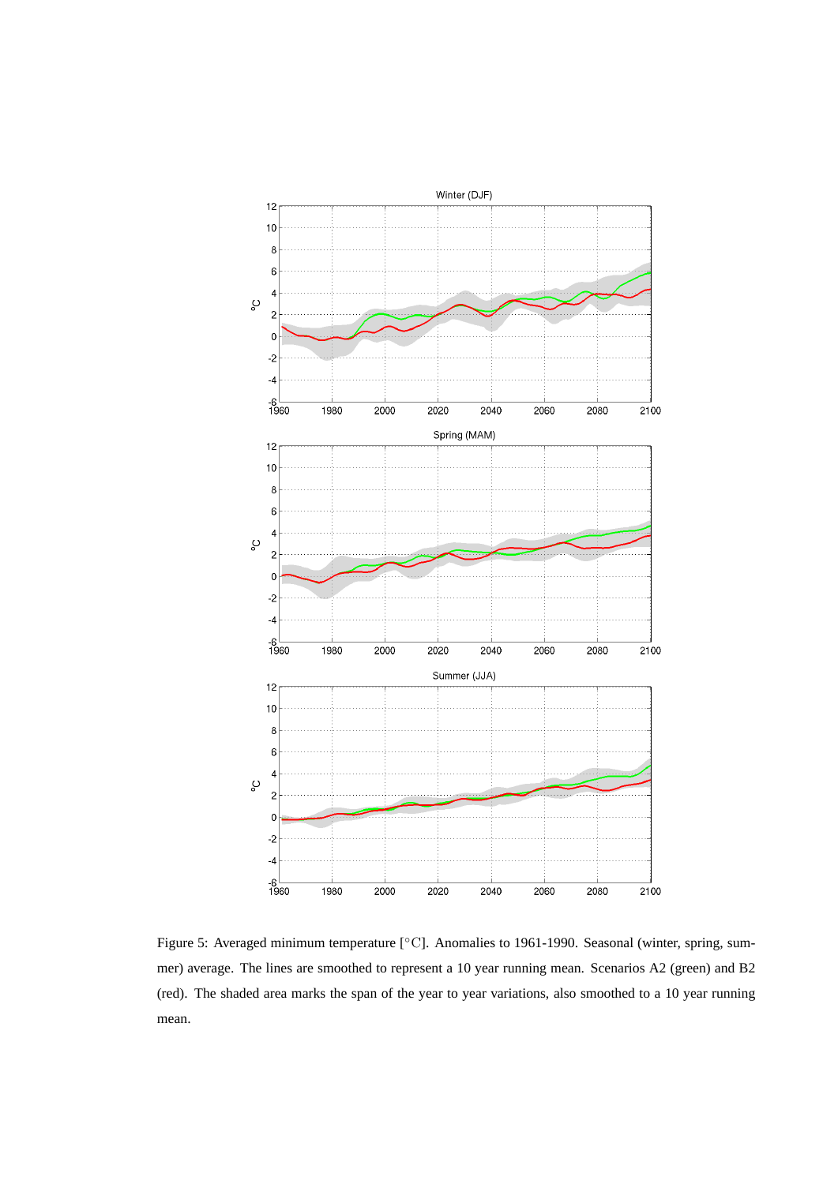Figure 5: Averaged minimum temperature [°C]. Anomalies to 1961-1990. Seasonal (winter, spring, summer) average. The lines are smoothed to represent a 10 year running mean. Scenarios A2 (green) and B2 (red). The shaded area marks the span of the year to year variations, also smoothed to a 10 year running mean.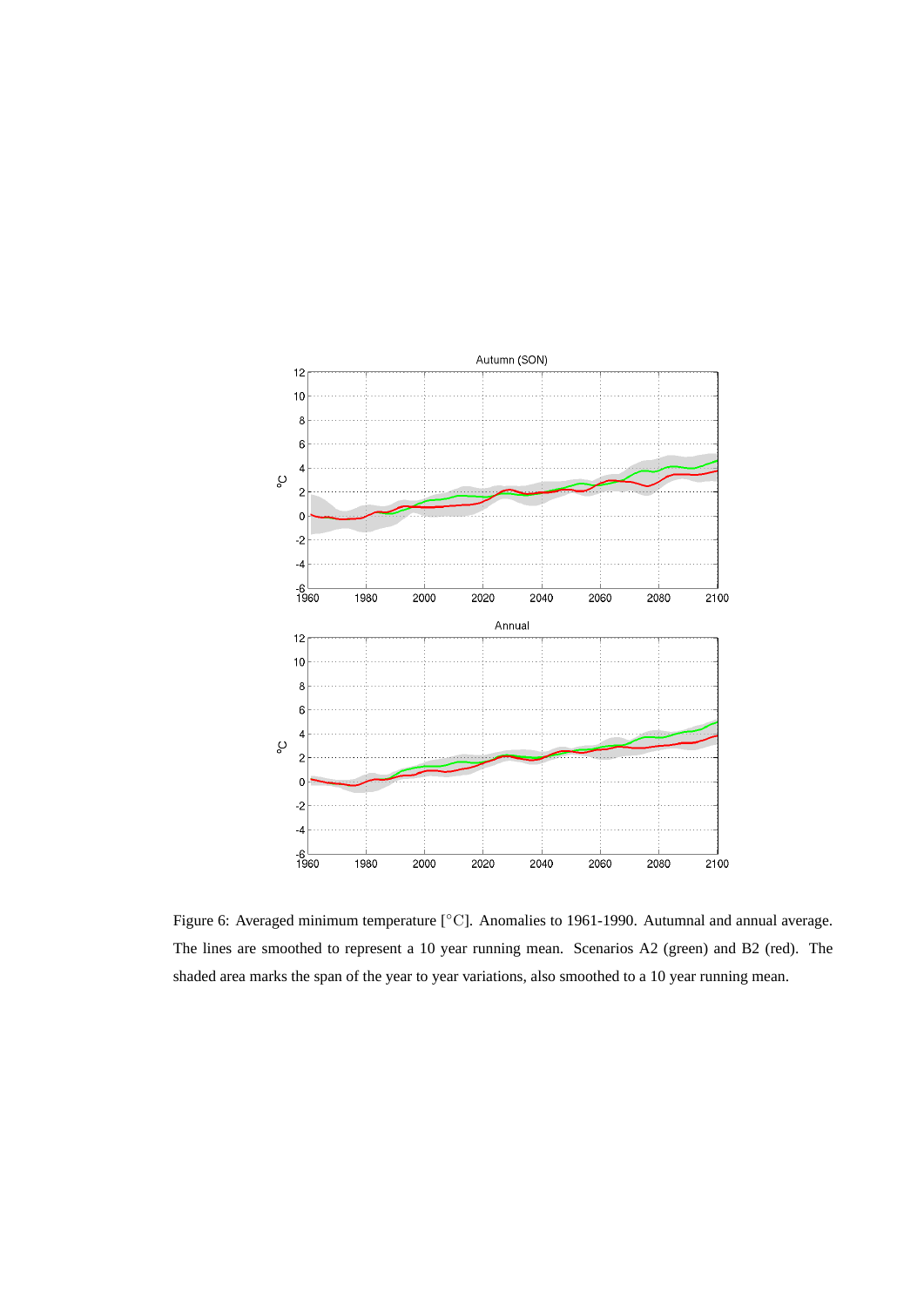Figure 6: Averaged minimum temperature [°C]. Anomalies to 1961-1990. Autumnal and annual average. The lines are smoothed to represent a 10 year running mean. Scenarios A2 (green) and B2 (red). The shaded area marks the span of the year to year variations, also smoothed to a 10 year running mean.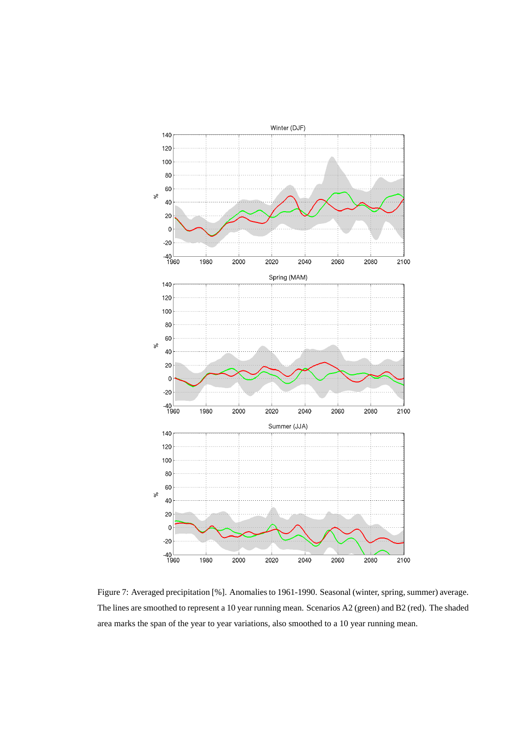Figure 7: Averaged precipitation [%]. Anomalies to 1961-1990. Seasonal (winter, spring, summer) average. The lines are smoothed to represent a 10 year running mean. Scenarios A2 (green) and B2 (red). The shaded area marks the span of the year to year variations, also smoothed to a 10 year running mean.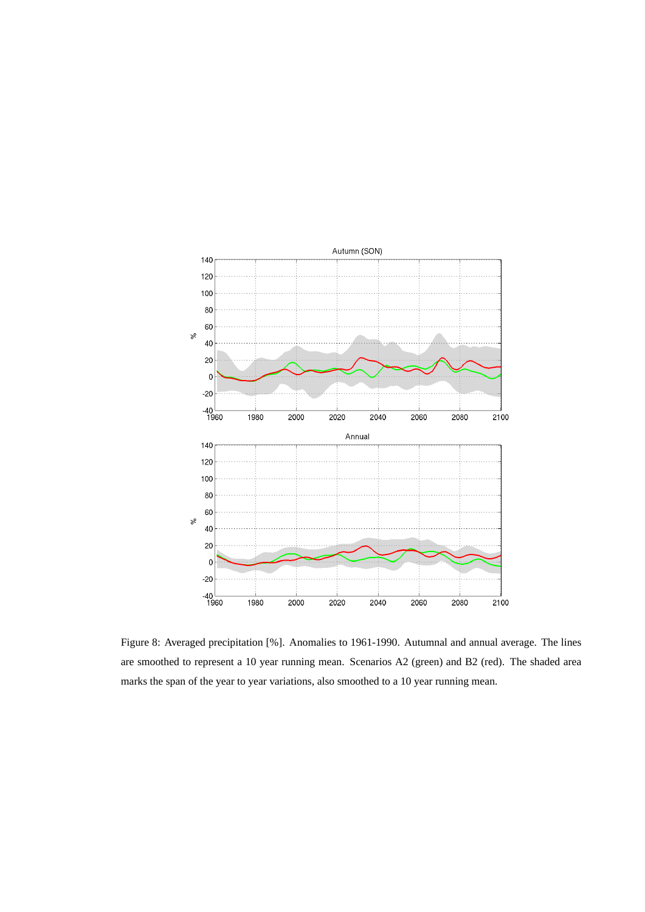Figure 8: Averaged precipitation [%]. Anomalies to 1961-1990. Autumnal and annual average. The lines are smoothed to represent a 10 year running mean. Scenarios A2 (green) and B2 (red). The shaded area marks the span of the year to year variations, also smoothed to a 10 year running mean.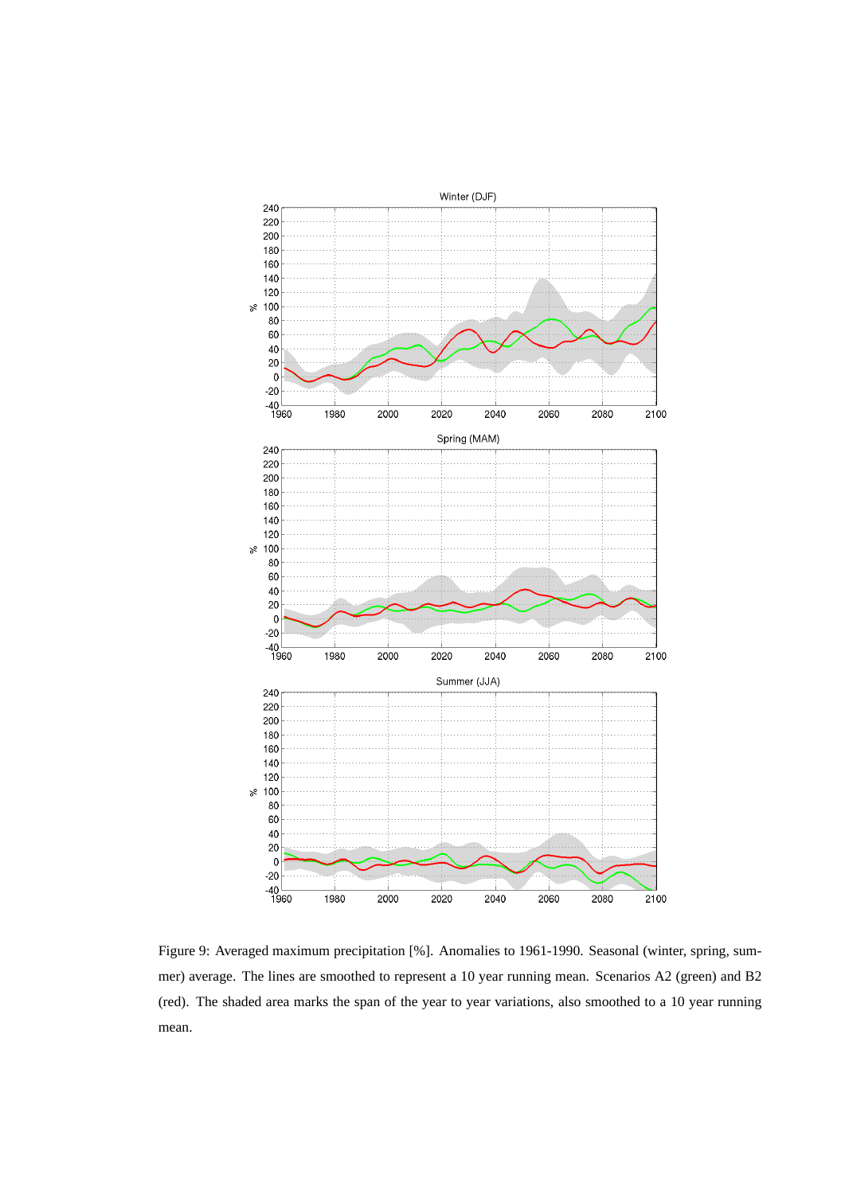Figure 9: Averaged maximum precipitation [%]. Anomalies to 1961-1990. Seasonal (winter, spring, summer) average. The lines are smoothed to represent a 10 year running mean. Scenarios A2 (green) and B2 (red). The shaded area marks the span of the year to year variations, also smoothed to a 10 year running mean.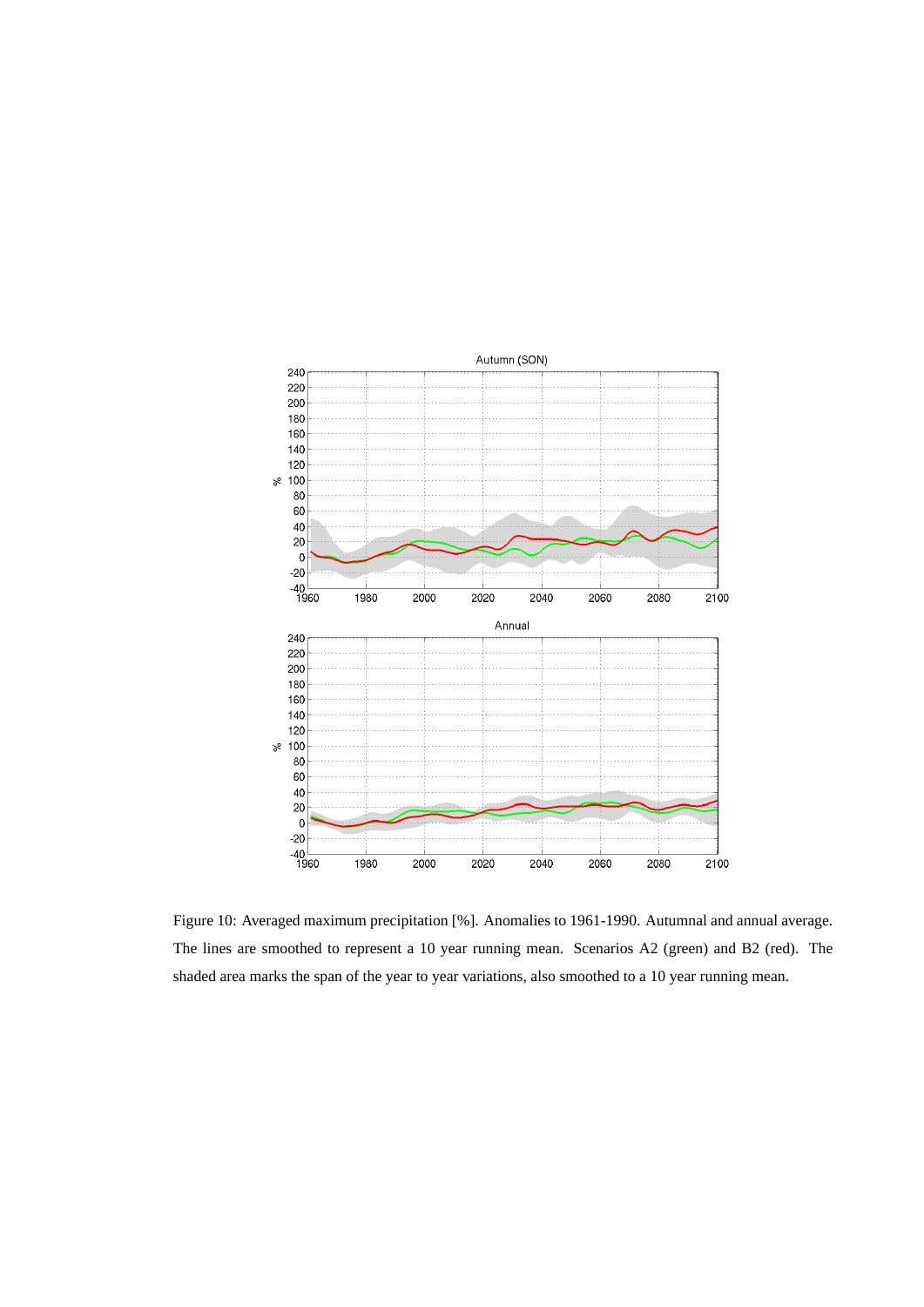Figure 10: Averaged maximum precipitation [%]. Anomalies to 1961-1990. Autumnal and annual average. The lines are smoothed to represent a 10 year running mean. Scenarios A2 (green) and B2 (red). The shaded area marks the span of the year to year variations, also smoothed to a 10 year running mean.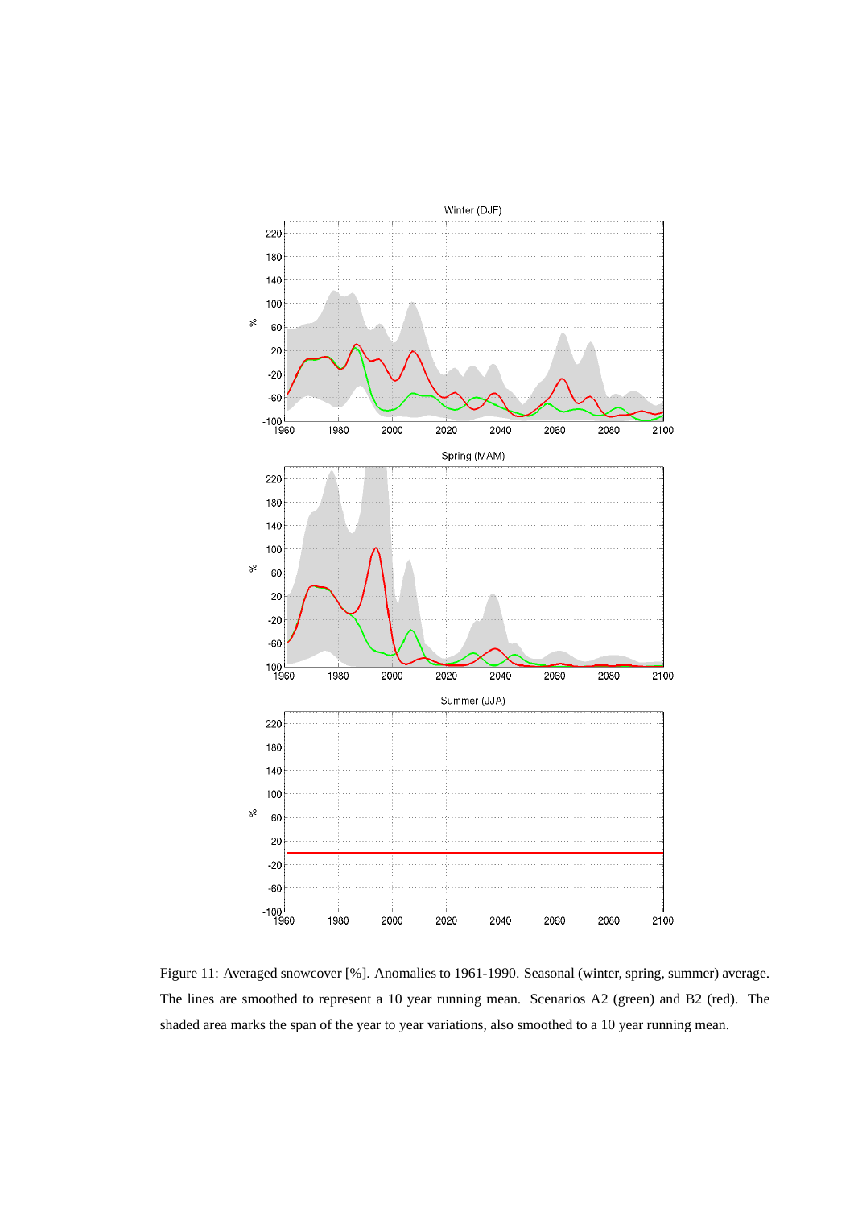Figure 11: Averaged snowcover [%]. Anomalies to 1961-1990. Seasonal (winter, spring, summer) average. The lines are smoothed to represent a 10 year running mean. Scenarios A2 (green) and B2 (red). The shaded area marks the span of the year to year variations, also smoothed to a 10 year running mean.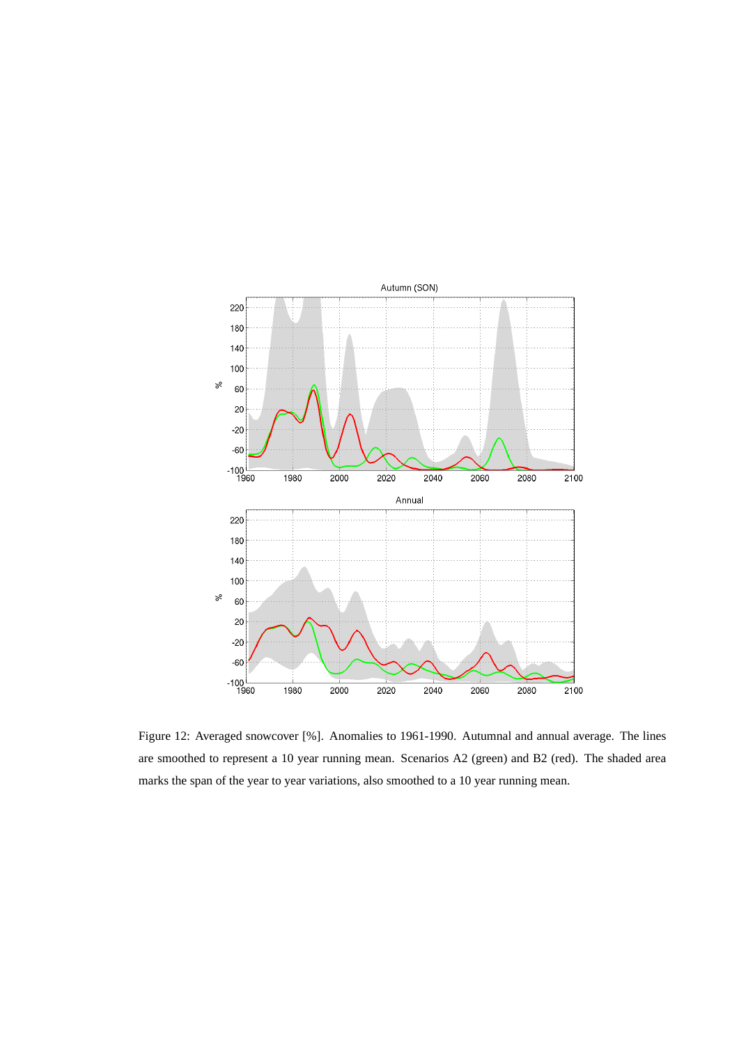Figure 12: Averaged snowcover [%]. Anomalies to 1961-1990. Autumnal and annual average. The lines are smoothed to represent a 10 year running mean. Scenarios A2 (green) and B2 (red). The shaded area marks the span of the year to year variations, also smoothed to a 10 year running mean.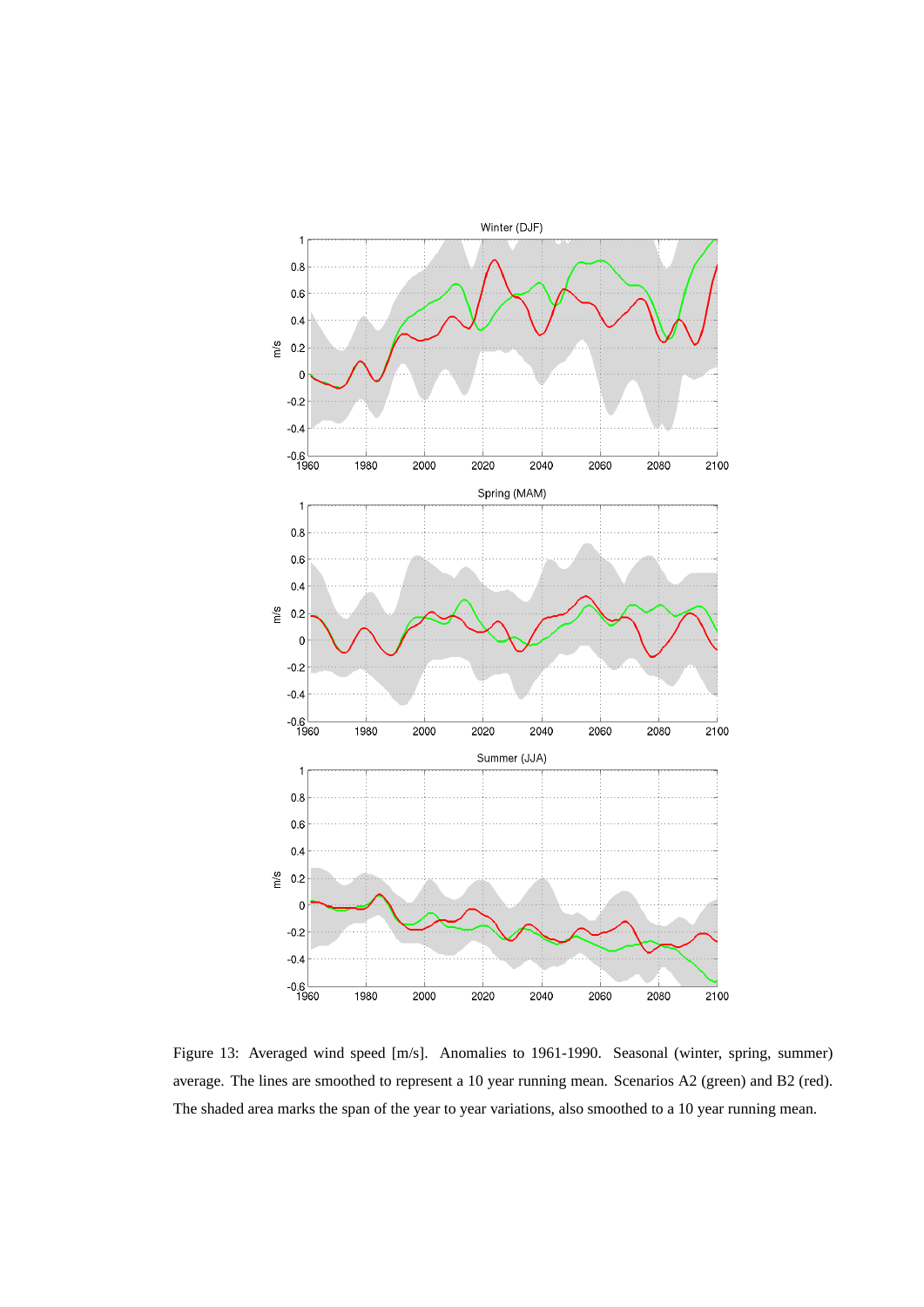Figure 13: Averaged wind speed [m/s]. Anomalies to 1961-1990. Seasonal (winter, spring, summer) average. The lines are smoothed to represent a 10 year running mean. Scenarios A2 (green) and B2 (red). The shaded area marks the span of the year to year variations, also smoothed to a 10 year running mean.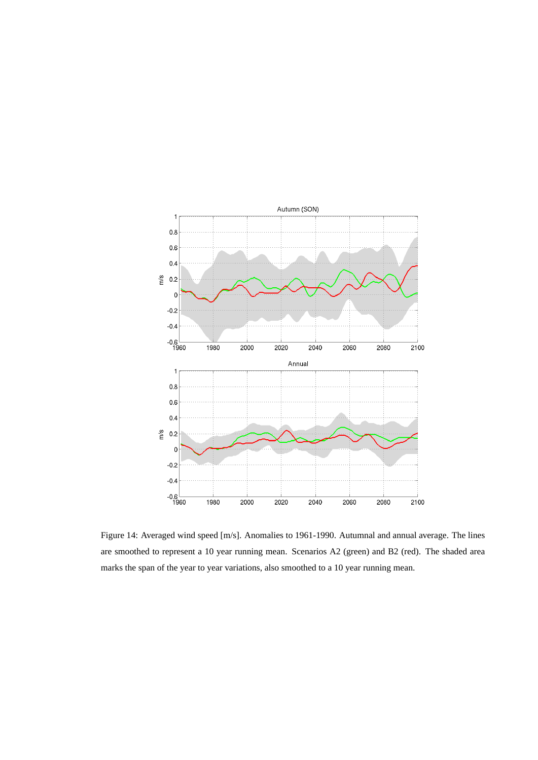Autumn (SON)

m/s

1
0.8
0.6
0.4
0.2
0
-0.2
-0.4
-0.6

1960 1980 2000 2020 2040 2060 2080 2100

Annual

m/s

1
0.8
0.6
0.4
0.2
0
-0.2
-0.4
-0.6

1960 1980 2000 2020 2040 2060 2080 2100

Figure 14: Averaged wind speed [m/s]. Anomalies to 1961-1990. Autumnal and annual average. The lines are smoothed to represent a 10 year running mean. Scenarios A2 (green) and B2 (red). The shaded area marks the span of the year to year variations, also smoothed to a 10 year running mean.